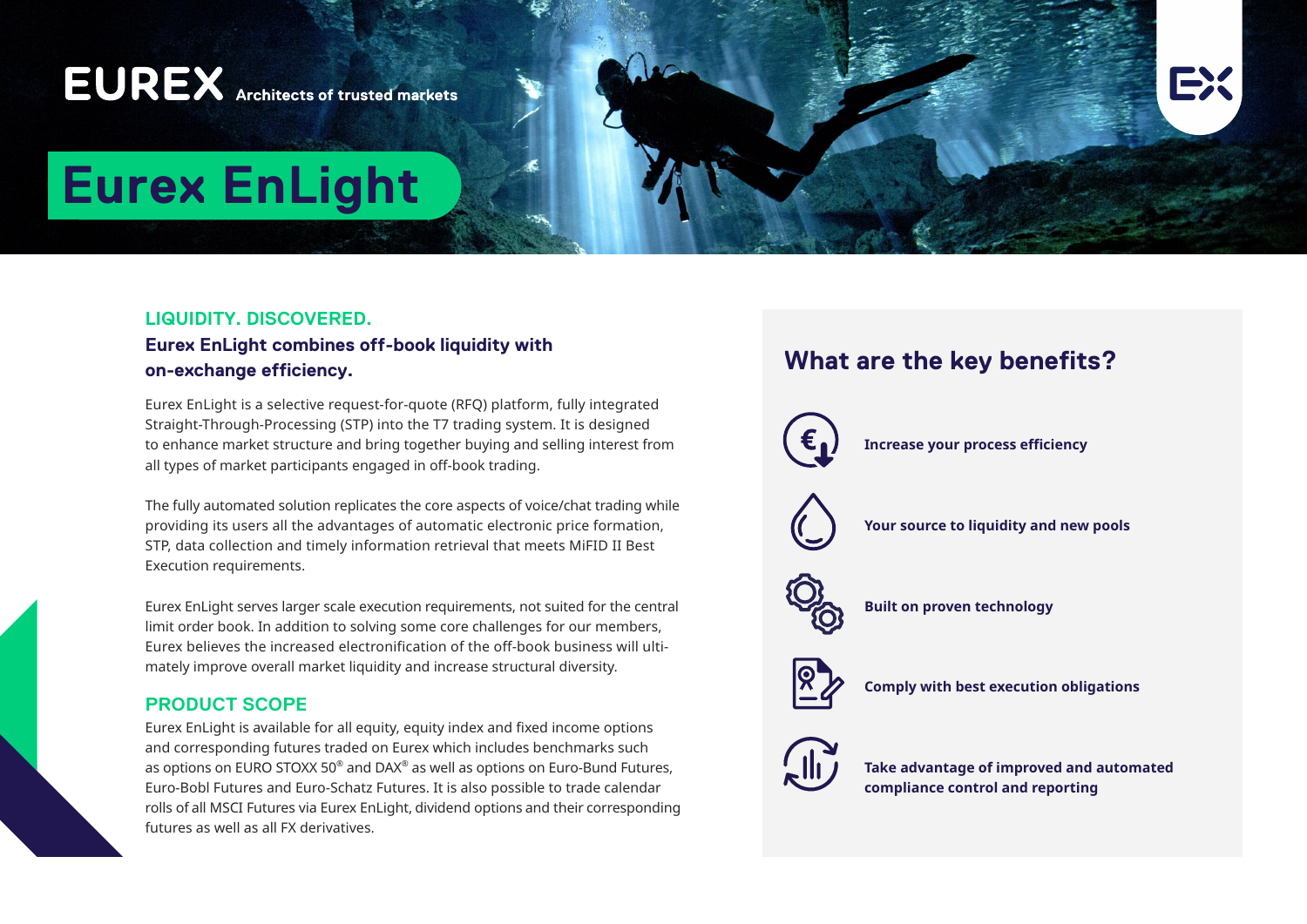EUREX Architects of trusted markets

# Eurex EnLight

## LIQUIDITY. DISCOVERED.

### Eurex EnLight combines off-book liquidity with on-exchange efficiency.

Eurex EnLight is a selective request-for-quote (RFQ) platform, fully integrated Straight-Through-Processing (STP) into the T7 trading system. It is designed to enhance market structure and bring together buying and selling interest from all types of market participants engaged in off-book trading.

The fully automated solution replicates the core aspects of voice/chat trading while providing its users all the advantages of automatic electronic price formation, STP, data collection and timely information retrieval that meets MiFID II Best Execution requirements.

Eurex EnLight serves larger scale execution requirements, not suited for the central limit order book. In addition to solving some core challenges for our members, Eurex believes the increased electronification of the off-book business will ultimately improve overall market liquidity and increase structural diversity.

## PRODUCT SCOPE

Eurex EnLight is available for all equity, equity index and fixed income options and corresponding futures traded on Eurex which includes benchmarks such as options on EURO STOXX 50® and DAX® as well as options on Euro-Bund Futures, Euro-Bobl Futures and Euro-Schatz Futures. It is also possible to trade calendar rolls of all MSCI Futures via Eurex EnLight, dividend options and their corresponding futures as well as all FX derivatives.

## What are the key benefits?

- **Increase your process efficiency**
- **Your source to liquidity and new pools**
- **Built on proven technology**
- **Comply with best execution obligations**
- **Take advantage of improved and automated compliance control and reporting**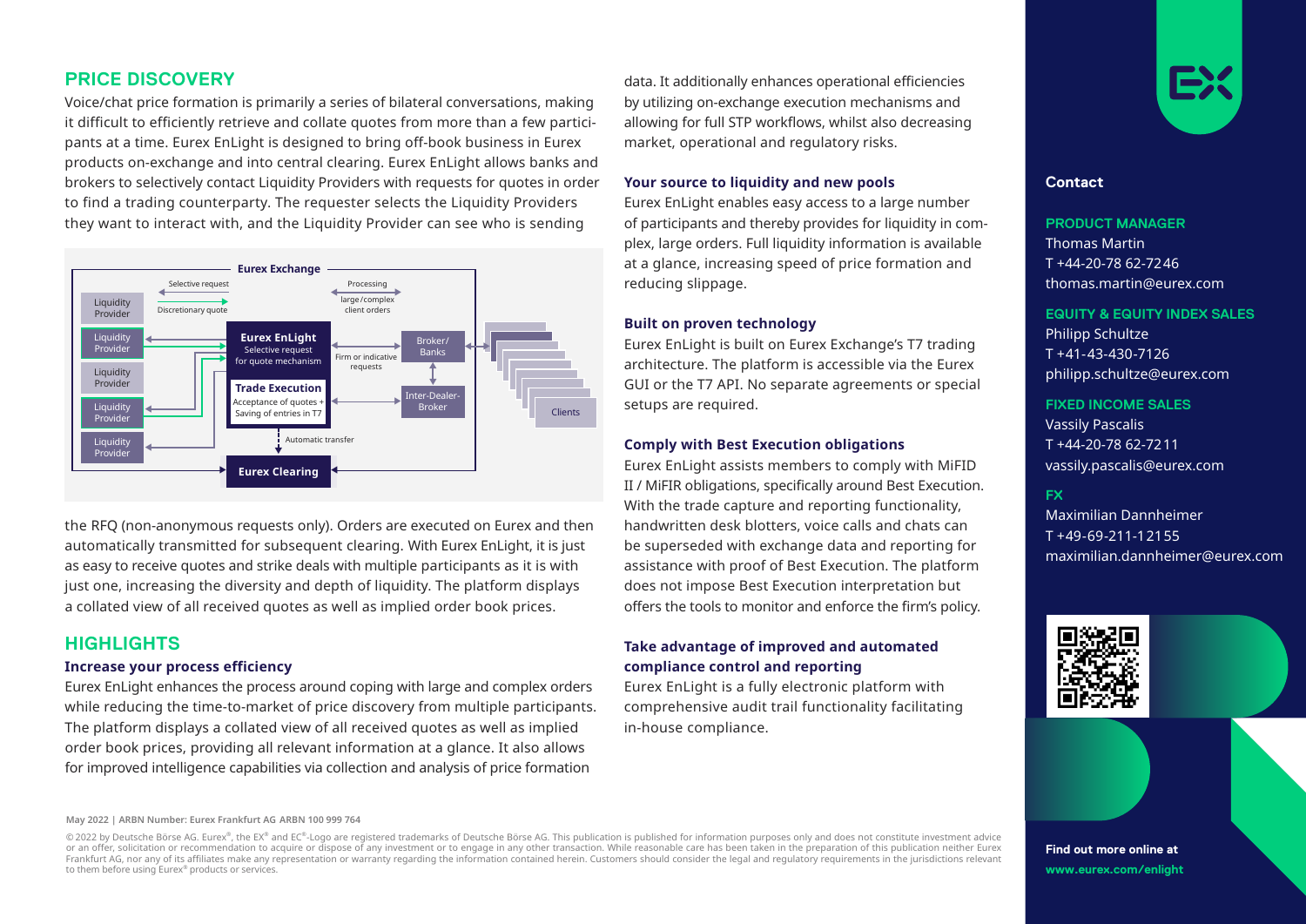## PRICE DISCOVERY

Voice/chat price formation is primarily a series of bilateral conversations, making it difficult to efficiently retrieve and collate quotes from more than a few participants at a time. Eurex EnLight is designed to bring off-book business in Eurex products on-exchange and into central clearing. Eurex EnLight allows banks and brokers to selectively contact Liquidity Providers with requests for quotes in order to find a trading counterparty. The requester selects the Liquidity Providers they want to interact with, and the Liquidity Provider can see who is sending

Eurex Exchange
Liquidity Provider
Liquidity Provider
Liquidity Provider
Liquidity Provider
Liquidity Provider
Selective request
Discretionary quote
Eurex EnLight
Selective request for quote mechanism
Trade Execution
Acceptance of quotes + Saving of entries in T7
Processing large/complex client orders
Firm or indicative requests
Broker/ Banks
Inter-Dealer-Broker
Clients
Automatic transfer
Eurex Clearing

the RFQ (non-anonymous requests only). Orders are executed on Eurex and then automatically transmitted for subsequent clearing. With Eurex EnLight, it is just as easy to receive quotes and strike deals with multiple participants as it is with just one, increasing the diversity and depth of liquidity. The platform displays a collated view of all received quotes as well as implied order book prices.

## HIGHLIGHTS

### Increase your process efficiency

Eurex EnLight enhances the process around coping with large and complex orders while reducing the time-to-market of price discovery from multiple participants. The platform displays a collated view of all received quotes as well as implied order book prices, providing all relevant information at a glance. It also allows for improved intelligence capabilities via collection and analysis of price formation data. It additionally enhances operational efficiencies by utilizing on-exchange execution mechanisms and allowing for full STP workflows, whilst also decreasing market, operational and regulatory risks.

### Your source to liquidity and new pools

Eurex EnLight enables easy access to a large number of participants and thereby provides for liquidity in complex, large orders. Full liquidity information is available at a glance, increasing speed of price formation and reducing slippage.

### Built on proven technology

Eurex EnLight is built on Eurex Exchange's T7 trading architecture. The platform is accessible via the Eurex GUI or the T7 API. No separate agreements or special setups are required.

### Comply with Best Execution obligations

Eurex EnLight assists members to comply with MiFID II / MiFIR obligations, specifically around Best Execution. With the trade capture and reporting functionality, handwritten desk blotters, voice calls and chats can be superseded with exchange data and reporting for assistance with proof of Best Execution. The platform does not impose Best Execution interpretation but offers the tools to monitor and enforce the firm's policy.

### Take advantage of improved and automated compliance control and reporting

Eurex EnLight is a fully electronic platform with comprehensive audit trail functionality facilitating in-house compliance.

May 2022 | ARBN Number: Eurex Frankfurt AG ARBN 100 999 764

© 2022 by Deutsche Börse AG. Eurex®, the EX® and EC®-Logo are registered trademarks of Deutsche Börse AG. This publication is published for information purposes only and does not constitute investment advice or an offer, solicitation or recommendation to acquire or dispose of any investment or to engage in any other transaction. While reasonable care has been taken in the preparation of this publication neither Eurex Frankfurt AG, nor any of its affiliates make any representation or warranty regarding the information contained herein. Customers should consider the legal and regulatory requirements in the jurisdictions relevant to them before using Eurex® products or services.

## Contact

**PRODUCT MANAGER**
Thomas Martin
T +44-20-78 62-7246
thomas.martin@eurex.com

**EQUITY & EQUITY INDEX SALES**
Philipp Schultze
T +41-43-430-7126
philipp.schultze@eurex.com

**FIXED INCOME SALES**
Vassily Pascalis
T +44-20-78 62-7211
vassily.pascalis@eurex.com

**FX**
Maximilian Dannheimer
T +49-69-211-12155
maximilian.dannheimer@eurex.com

**Find out more online at**
**www.eurex.com/enlight**